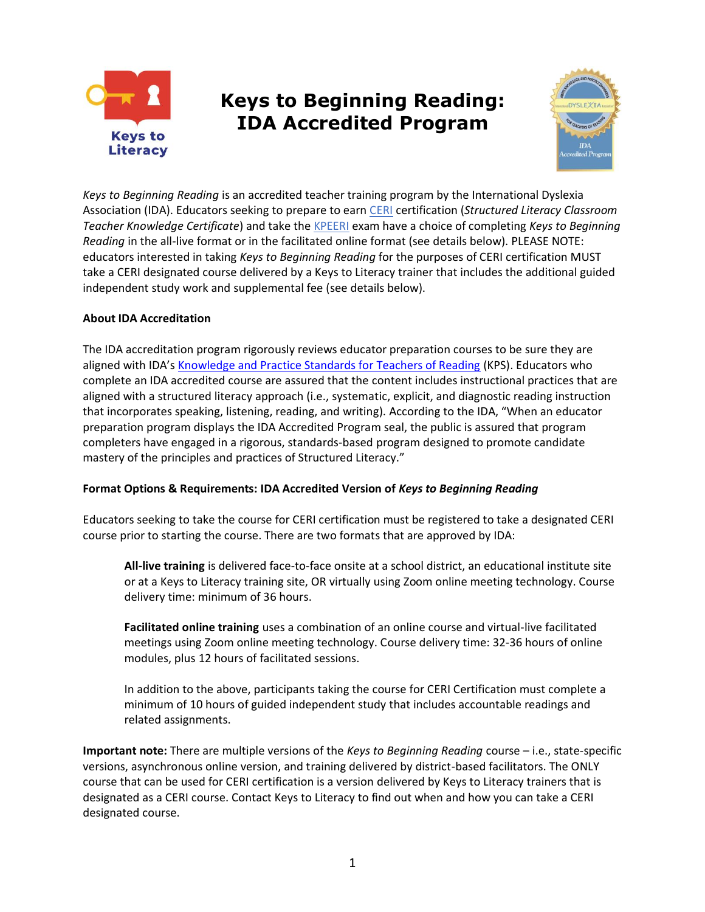# Keys to Beginning Reading: IDA Accredited Program

*Keys to Beginning Reading* is an accredited teacher training program by the International Dyslexia Association (IDA). Educators seeking to prepare to earn CERI certification (*Structured Literacy Classroom Teacher Knowledge Certificate*) and take the KPEERI exam have a choice of completing *Keys to Beginning Reading* in the all-live format or in the facilitated online format (see details below). PLEASE NOTE: educators interested in taking *Keys to Beginning Reading* for the purposes of CERI certification MUST take a CERI designated course delivered by a Keys to Literacy trainer that includes the additional guided independent study work and supplemental fee (see details below).

**About IDA Accreditation**

The IDA accreditation program rigorously reviews educator preparation courses to be sure they are aligned with IDA's Knowledge and Practice Standards for Teachers of Reading (KPS). Educators who complete an IDA accredited course are assured that the content includes instructional practices that are aligned with a structured literacy approach (i.e., systematic, explicit, and diagnostic reading instruction that incorporates speaking, listening, reading, and writing). According to the IDA, "When an educator preparation program displays the IDA Accredited Program seal, the public is assured that program completers have engaged in a rigorous, standards-based program designed to promote candidate mastery of the principles and practices of Structured Literacy."

**Format Options & Requirements: IDA Accredited Version of *Keys to Beginning Reading***

Educators seeking to take the course for CERI certification must be registered to take a designated CERI course prior to starting the course. There are two formats that are approved by IDA:

> **All-live training** is delivered face-to-face onsite at a school district, an educational institute site or at a Keys to Literacy training site, OR virtually using Zoom online meeting technology. Course delivery time: minimum of 36 hours.
>
> **Facilitated online training** uses a combination of an online course and virtual-live facilitated meetings using Zoom online meeting technology. Course delivery time: 32-36 hours of online modules, plus 12 hours of facilitated sessions.
>
> In addition to the above, participants taking the course for CERI Certification must complete a minimum of 10 hours of guided independent study that includes accountable readings and related assignments.

**Important note:** There are multiple versions of the *Keys to Beginning Reading* course – i.e., state-specific versions, asynchronous online version, and training delivered by district-based facilitators. The ONLY course that can be used for CERI certification is a version delivered by Keys to Literacy trainers that is designated as a CERI course. Contact Keys to Literacy to find out when and how you can take a CERI designated course.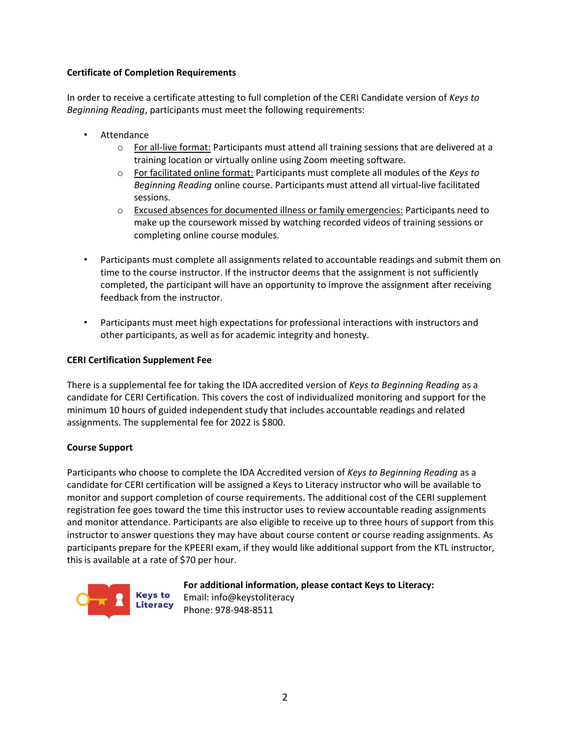**Certificate of Completion Requirements**

In order to receive a certificate attesting to full completion of the CERI Candidate version of *Keys to Beginning Reading*, participants must meet the following requirements:

- Attendance
  - For all-live format: Participants must attend all training sessions that are delivered at a training location or virtually online using Zoom meeting software.
  - For facilitated online format: Participants must complete all modules of the *Keys to Beginning Reading* online course. Participants must attend all virtual-live facilitated sessions.
  - Excused absences for documented illness or family emergencies: Participants need to make up the coursework missed by watching recorded videos of training sessions or completing online course modules.
- Participants must complete all assignments related to accountable readings and submit them on time to the course instructor. If the instructor deems that the assignment is not sufficiently completed, the participant will have an opportunity to improve the assignment after receiving feedback from the instructor.
- Participants must meet high expectations for professional interactions with instructors and other participants, as well as for academic integrity and honesty.

**CERI Certification Supplement Fee**

There is a supplemental fee for taking the IDA accredited version of *Keys to Beginning Reading* as a candidate for CERI Certification. This covers the cost of individualized monitoring and support for the minimum 10 hours of guided independent study that includes accountable readings and related assignments. The supplemental fee for 2022 is $800.

**Course Support**

Participants who choose to complete the IDA Accredited version of *Keys to Beginning Reading* as a candidate for CERI certification will be assigned a Keys to Literacy instructor who will be available to monitor and support completion of course requirements. The additional cost of the CERI supplement registration fee goes toward the time this instructor uses to review accountable reading assignments and monitor attendance. Participants are also eligible to receive up to three hours of support from this instructor to answer questions they may have about course content or course reading assignments. As participants prepare for the KPEERI exam, if they would like additional support from the KTL instructor, this is available at a rate of $70 per hour.

Keys to Literacy

**For additional information, please contact Keys to Literacy:**
Email: info@keystoliteracy
Phone: 978-948-8511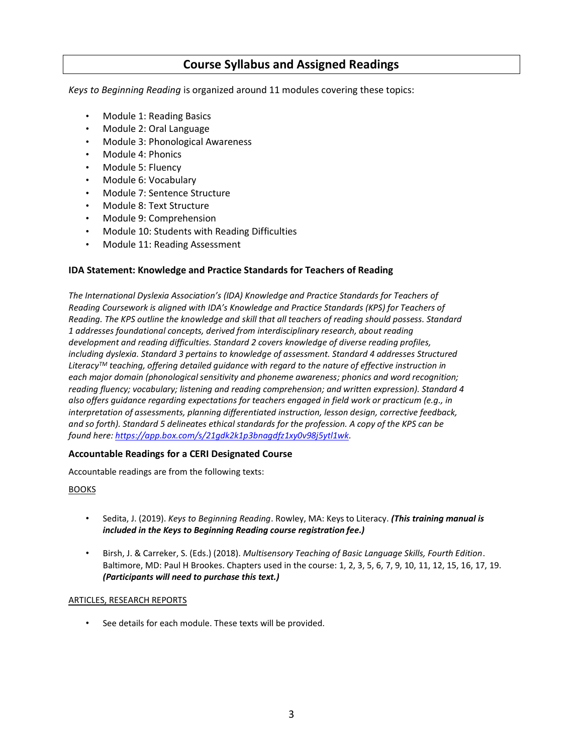## Course Syllabus and Assigned Readings

*Keys to Beginning Reading* is organized around 11 modules covering these topics:

- Module 1: Reading Basics
- Module 2: Oral Language
- Module 3: Phonological Awareness
- Module 4: Phonics
- Module 5: Fluency
- Module 6: Vocabulary
- Module 7: Sentence Structure
- Module 8: Text Structure
- Module 9: Comprehension
- Module 10: Students with Reading Difficulties
- Module 11: Reading Assessment

### IDA Statement: Knowledge and Practice Standards for Teachers of Reading

*The International Dyslexia Association's (IDA) Knowledge and Practice Standards for Teachers of Reading Coursework is aligned with IDA's Knowledge and Practice Standards (KPS) for Teachers of Reading. The KPS outline the knowledge and skill that all teachers of reading should possess. Standard 1 addresses foundational concepts, derived from interdisciplinary research, about reading development and reading difficulties. Standard 2 covers knowledge of diverse reading profiles, including dyslexia. Standard 3 pertains to knowledge of assessment. Standard 4 addresses Structured Literacy™ teaching, offering detailed guidance with regard to the nature of effective instruction in each major domain (phonological sensitivity and phoneme awareness; phonics and word recognition; reading fluency; vocabulary; listening and reading comprehension; and written expression). Standard 4 also offers guidance regarding expectations for teachers engaged in field work or practicum (e.g., in interpretation of assessments, planning differentiated instruction, lesson design, corrective feedback, and so forth). Standard 5 delineates ethical standards for the profession. A copy of the KPS can be found here: https://app.box.com/s/21gdk2k1p3bnagdfz1xy0v98j5ytl1wk.*

### Accountable Readings for a CERI Designated Course

Accountable readings are from the following texts:

BOOKS

- Sedita, J. (2019). *Keys to Beginning Reading*. Rowley, MA: Keys to Literacy. ***(This training manual is included in the Keys to Beginning Reading course registration fee.)***

- Birsh, J. & Carreker, S. (Eds.) (2018). *Multisensory Teaching of Basic Language Skills, Fourth Edition*. Baltimore, MD: Paul H Brookes. Chapters used in the course: 1, 2, 3, 5, 6, 7, 9, 10, 11, 12, 15, 16, 17, 19. ***(Participants will need to purchase this text.)***

ARTICLES, RESEARCH REPORTS

- See details for each module. These texts will be provided.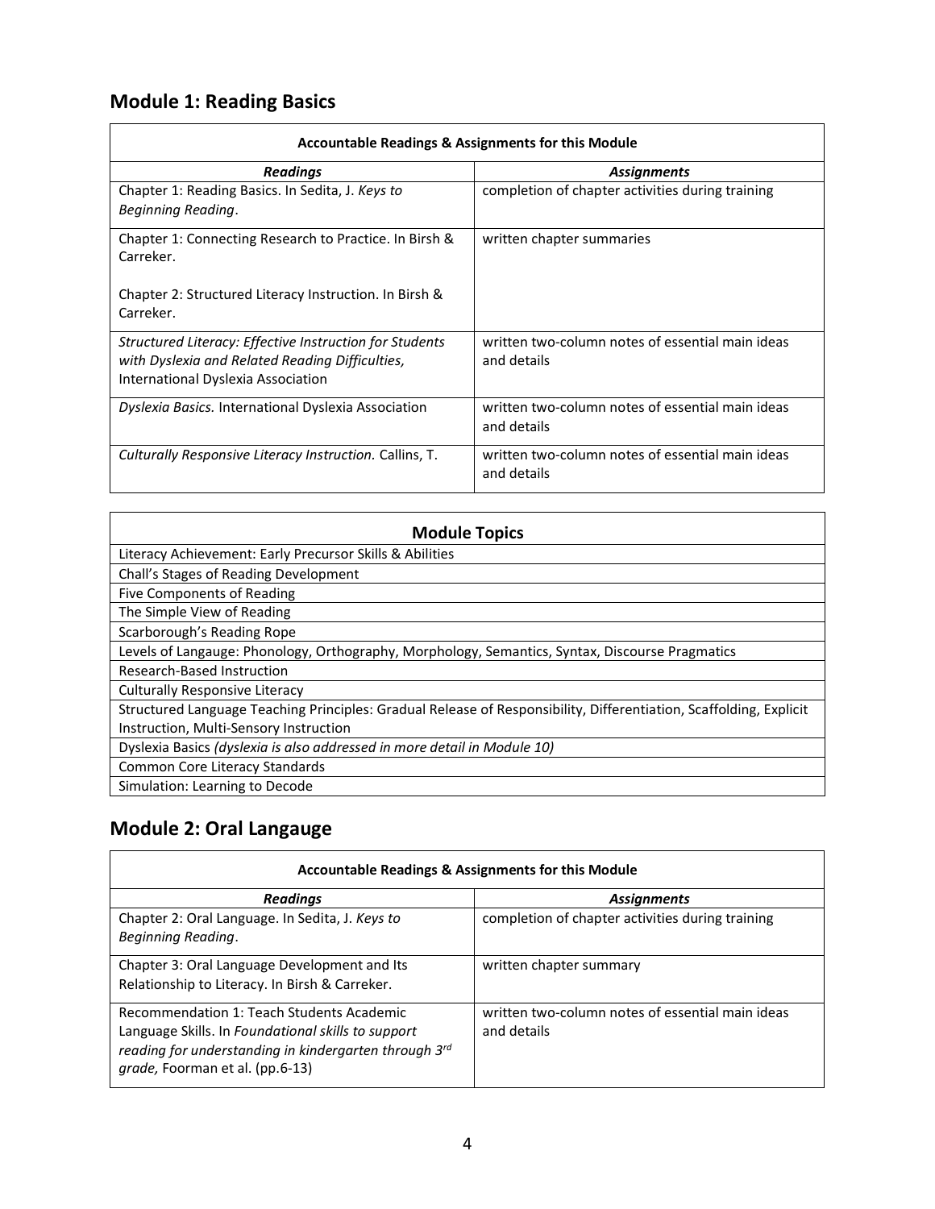## Module 1: Reading Basics

| Accountable Readings & Assignments for this Module | |
|---|---|
| ***Readings*** | ***Assignments*** |
| Chapter 1: Reading Basics. In Sedita, J. *Keys to Beginning Reading*. | completion of chapter activities during training |
| Chapter 1: Connecting Research to Practice. In Birsh & Carreker.<br><br>Chapter 2: Structured Literacy Instruction. In Birsh & Carreker. | written chapter summaries |
| *Structured Literacy: Effective Instruction for Students with Dyslexia and Related Reading Difficulties,* International Dyslexia Association | written two-column notes of essential main ideas and details |
| *Dyslexia Basics.* International Dyslexia Association | written two-column notes of essential main ideas and details |
| *Culturally Responsive Literacy Instruction.* Callins, T. | written two-column notes of essential main ideas and details |

| Module Topics |
|---|
| Literacy Achievement: Early Precursor Skills & Abilities |
| Chall's Stages of Reading Development |
| Five Components of Reading |
| The Simple View of Reading |
| Scarborough's Reading Rope |
| Levels of Langauge: Phonology, Orthography, Morphology, Semantics, Syntax, Discourse Pragmatics |
| Research-Based Instruction |
| Culturally Responsive Literacy |
| Structured Language Teaching Principles: Gradual Release of Responsibility, Differentiation, Scaffolding, Explicit Instruction, Multi-Sensory Instruction |
| Dyslexia Basics *(dyslexia is also addressed in more detail in Module 10)* |
| Common Core Literacy Standards |
| Simulation: Learning to Decode |

## Module 2: Oral Langauge

| Accountable Readings & Assignments for this Module | |
|---|---|
| ***Readings*** | ***Assignments*** |
| Chapter 2: Oral Language. In Sedita, J. *Keys to Beginning Reading*. | completion of chapter activities during training |
| Chapter 3: Oral Language Development and Its Relationship to Literacy. In Birsh & Carreker. | written chapter summary |
| Recommendation 1: Teach Students Academic Language Skills. In *Foundational skills to support reading for understanding in kindergarten through 3rd grade,* Foorman et al. (pp.6-13) | written two-column notes of essential main ideas and details |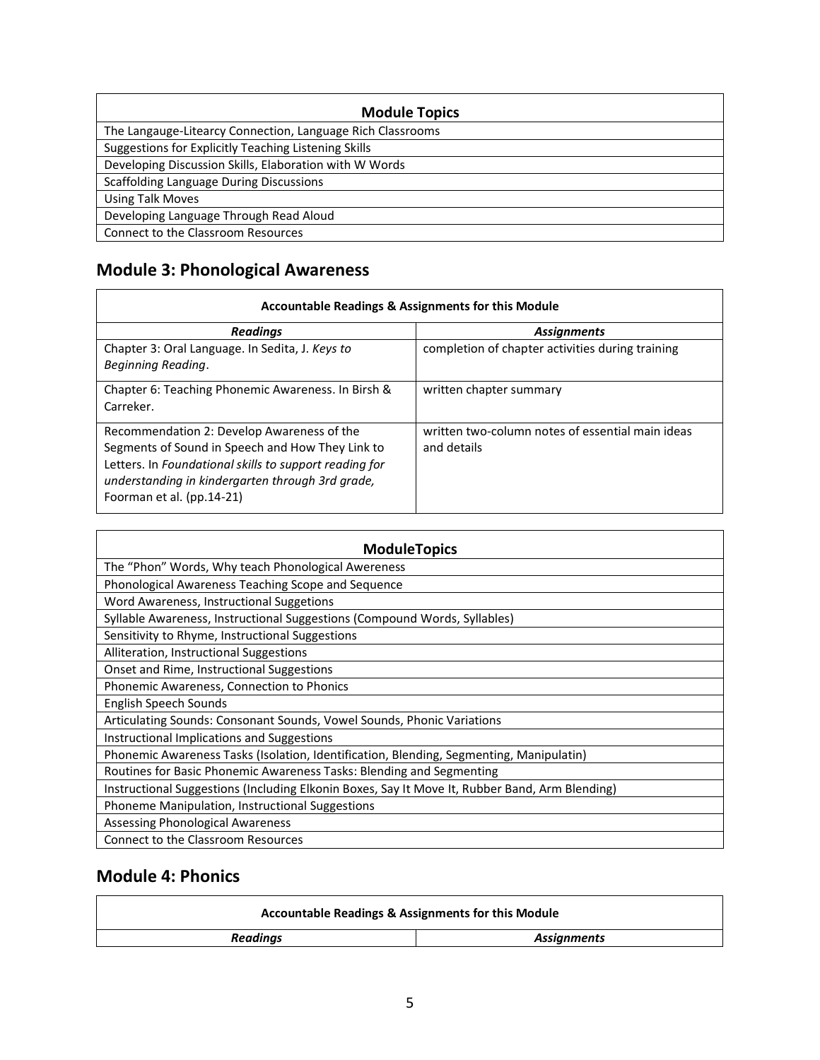| Module Topics |
| --- |
| The Langauge-Litearcy Connection, Language Rich Classrooms |
| Suggestions for Explicitly Teaching Listening Skills |
| Developing Discussion Skills, Elaboration with W Words |
| Scaffolding Language During Discussions |
| Using Talk Moves |
| Developing Language Through Read Aloud |
| Connect to the Classroom Resources |

## Module 3: Phonological Awareness

| **Accountable Readings & Assignments for this Module** | |
| --- | --- |
| ***Readings*** | ***Assignments*** |
| Chapter 3: Oral Language. In Sedita, J. *Keys to Beginning Reading*. | completion of chapter activities during training |
| Chapter 6: Teaching Phonemic Awareness. In Birsh & Carreker. | written chapter summary |
| Recommendation 2: Develop Awareness of the Segments of Sound in Speech and How They Link to Letters. In *Foundational skills to support reading for understanding in kindergarten through 3rd grade*, Foorman et al. (pp.14-21) | written two-column notes of essential main ideas and details |

| ModuleTopics |
| --- |
| The "Phon" Words, Why teach Phonological Awereness |
| Phonological Awareness Teaching Scope and Sequence |
| Word Awareness, Instructional Suggetions |
| Syllable Awareness, Instructional Suggestions (Compound Words, Syllables) |
| Sensitivity to Rhyme, Instructional Suggestions |
| Alliteration, Instructional Suggestions |
| Onset and Rime, Instructional Suggestions |
| Phonemic Awareness, Connection to Phonics |
| English Speech Sounds |
| Articulating Sounds: Consonant Sounds, Vowel Sounds, Phonic Variations |
| Instructional Implications and Suggestions |
| Phonemic Awareness Tasks (Isolation, Identification, Blending, Segmenting, Manipulatin) |
| Routines for Basic Phonemic Awareness Tasks: Blending and Segmenting |
| Instructional Suggestions (Including Elkonin Boxes, Say It Move It, Rubber Band, Arm Blending) |
| Phoneme Manipulation, Instructional Suggestions |
| Assessing Phonological Awareness |
| Connect to the Classroom Resources |

## Module 4: Phonics

| **Accountable Readings & Assignments for this Module** | |
| --- | --- |
| ***Readings*** | ***Assignments*** |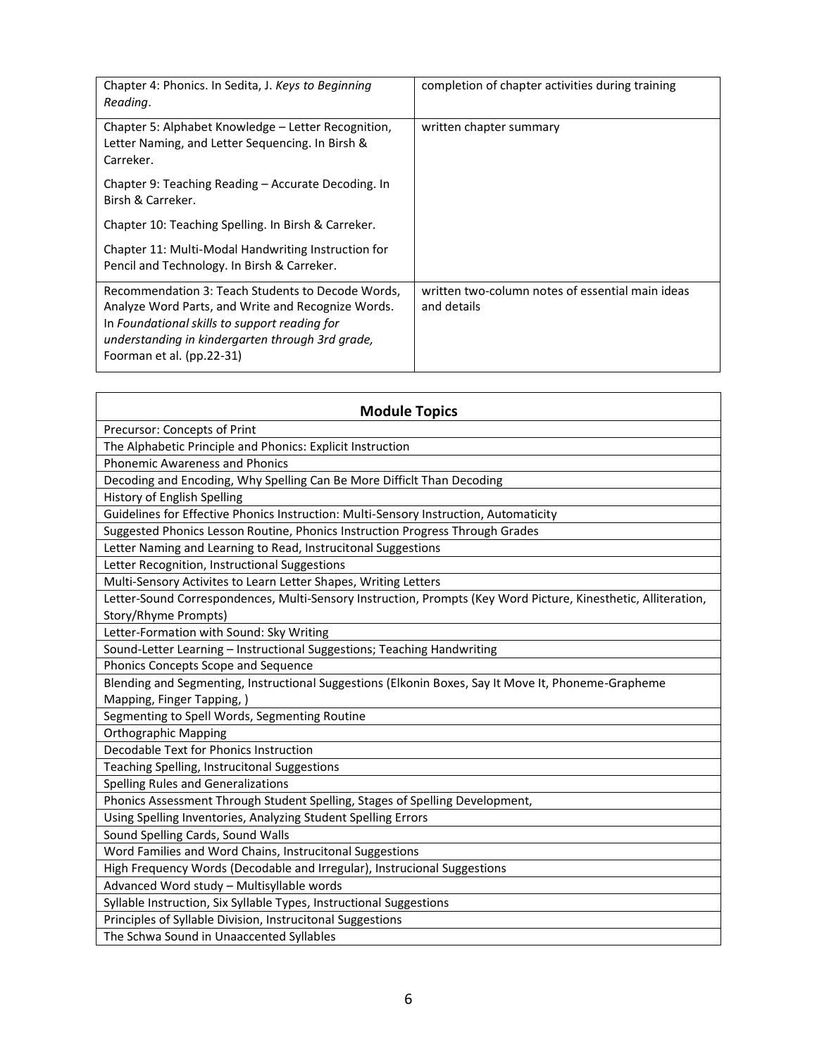| | |
|---|---|
| Chapter 4: Phonics. In Sedita, J. *Keys to Beginning Reading*. | completion of chapter activities during training |
| Chapter 5: Alphabet Knowledge – Letter Recognition, Letter Naming, and Letter Sequencing. In Birsh & Carreker.<br><br>Chapter 9: Teaching Reading – Accurate Decoding. In Birsh & Carreker.<br><br>Chapter 10: Teaching Spelling. In Birsh & Carreker.<br><br>Chapter 11: Multi-Modal Handwriting Instruction for Pencil and Technology. In Birsh & Carreker. | written chapter summary |
| Recommendation 3: Teach Students to Decode Words, Analyze Word Parts, and Write and Recognize Words. In *Foundational skills to support reading for understanding in kindergarten through 3rd grade*, Foorman et al. (pp.22-31) | written two-column notes of essential main ideas and details |

| **Module Topics** |
|---|
| Precursor: Concepts of Print |
| The Alphabetic Principle and Phonics: Explicit Instruction |
| Phonemic Awareness and Phonics |
| Decoding and Encoding, Why Spelling Can Be More Difficlt Than Decoding |
| History of English Spelling |
| Guidelines for Effective Phonics Instruction: Multi-Sensory Instruction, Automaticity |
| Suggested Phonics Lesson Routine, Phonics Instruction Progress Through Grades |
| Letter Naming and Learning to Read, Instrucitonal Suggestions |
| Letter Recognition, Instructional Suggestions |
| Multi-Sensory Activites to Learn Letter Shapes, Writing Letters |
| Letter-Sound Correspondences, Multi-Sensory Instruction, Prompts (Key Word Picture, Kinesthetic, Alliteration, Story/Rhyme Prompts) |
| Letter-Formation with Sound: Sky Writing |
| Sound-Letter Learning – Instructional Suggestions; Teaching Handwriting |
| Phonics Concepts Scope and Sequence |
| Blending and Segmenting, Instructional Suggestions (Elkonin Boxes, Say It Move It, Phoneme-Grapheme Mapping, Finger Tapping, ) |
| Segmenting to Spell Words, Segmenting Routine |
| Orthographic Mapping |
| Decodable Text for Phonics Instruction |
| Teaching Spelling, Instrucitonal Suggestions |
| Spelling Rules and Generalizations |
| Phonics Assessment Through Student Spelling, Stages of Spelling Development, |
| Using Spelling Inventories, Analyzing Student Spelling Errors |
| Sound Spelling Cards, Sound Walls |
| Word Families and Word Chains, Instrucitonal Suggestions |
| High Frequency Words (Decodable and Irregular), Instrucional Suggestions |
| Advanced Word study – Multisyllable words |
| Syllable Instruction, Six Syllable Types, Instructional Suggestions |
| Principles of Syllable Division, Instrucitonal Suggestions |
| The Schwa Sound in Unaccented Syllables |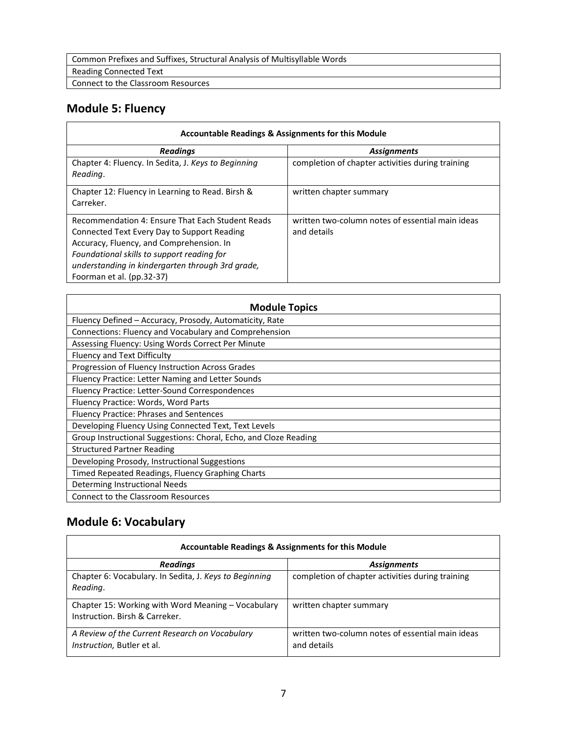| Common Prefixes and Suffixes, Structural Analysis of Multisyllable Words |
|---|
| Reading Connected Text |
| Connect to the Classroom Resources |

## Module 5: Fluency

| Accountable Readings & Assignments for this Module | |
|---|---|
| ***Readings*** | ***Assignments*** |
| Chapter 4: Fluency. In Sedita, J. *Keys to Beginning Reading*. | completion of chapter activities during training |
| Chapter 12: Fluency in Learning to Read. Birsh & Carreker. | written chapter summary |
| Recommendation 4: Ensure That Each Student Reads Connected Text Every Day to Support Reading Accuracy, Fluency, and Comprehension. In *Foundational skills to support reading for understanding in kindergarten through 3rd grade,* Foorman et al. (pp.32-37) | written two-column notes of essential main ideas and details |

| Module Topics |
|---|
| Fluency Defined – Accuracy, Prosody, Automaticity, Rate |
| Connections: Fluency and Vocabulary and Comprehension |
| Assessing Fluency: Using Words Correct Per Minute |
| Fluency and Text Difficulty |
| Progression of Fluency Instruction Across Grades |
| Fluency Practice: Letter Naming and Letter Sounds |
| Fluency Practice: Letter-Sound Correspondences |
| Fluency Practice: Words, Word Parts |
| Fluency Practice: Phrases and Sentences |
| Developing Fluency Using Connected Text, Text Levels |
| Group Instructional Suggestions: Choral, Echo, and Cloze Reading |
| Structured Partner Reading |
| Developing Prosody, Instructional Suggestions |
| Timed Repeated Readings, Fluency Graphing Charts |
| Determing Instructional Needs |
| Connect to the Classroom Resources |

## Module 6: Vocabulary

| Accountable Readings & Assignments for this Module | |
|---|---|
| ***Readings*** | ***Assignments*** |
| Chapter 6: Vocabulary. In Sedita, J. *Keys to Beginning Reading*. | completion of chapter activities during training |
| Chapter 15: Working with Word Meaning – Vocabulary Instruction. Birsh & Carreker. | written chapter summary |
| *A Review of the Current Research on Vocabulary Instruction,* Butler et al. | written two-column notes of essential main ideas and details |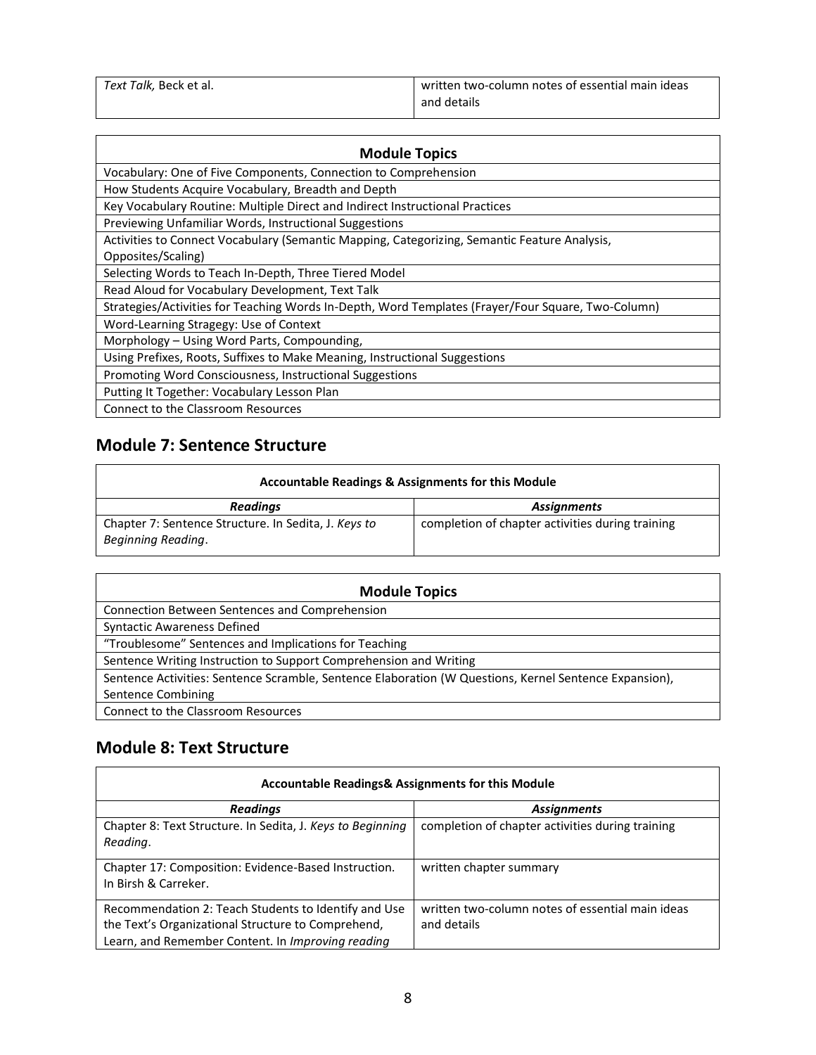| | |
|---|---|
| *Text Talk,* Beck et al. | written two-column notes of essential main ideas and details |

| Module Topics |
|---|
| Vocabulary: One of Five Components, Connection to Comprehension |
| How Students Acquire Vocabulary, Breadth and Depth |
| Key Vocabulary Routine: Multiple Direct and Indirect Instructional Practices |
| Previewing Unfamiliar Words, Instructional Suggestions |
| Activities to Connect Vocabulary (Semantic Mapping, Categorizing, Semantic Feature Analysis, Opposites/Scaling) |
| Selecting Words to Teach In-Depth, Three Tiered Model |
| Read Aloud for Vocabulary Development, Text Talk |
| Strategies/Activities for Teaching Words In-Depth, Word Templates (Frayer/Four Square, Two-Column) |
| Word-Learning Stragegy: Use of Context |
| Morphology – Using Word Parts, Compounding, |
| Using Prefixes, Roots, Suffixes to Make Meaning, Instructional Suggestions |
| Promoting Word Consciousness, Instructional Suggestions |
| Putting It Together: Vocabulary Lesson Plan |
| Connect to the Classroom Resources |

## Module 7: Sentence Structure

| Accountable Readings & Assignments for this Module | |
|---|---|
| ***Readings*** | ***Assignments*** |
| Chapter 7: Sentence Structure. In Sedita, J. *Keys to Beginning Reading*. | completion of chapter activities during training |

| Module Topics |
|---|
| Connection Between Sentences and Comprehension |
| Syntactic Awareness Defined |
| "Troublesome" Sentences and Implications for Teaching |
| Sentence Writing Instruction to Support Comprehension and Writing |
| Sentence Activities: Sentence Scramble, Sentence Elaboration (W Questions, Kernel Sentence Expansion), Sentence Combining |
| Connect to the Classroom Resources |

## Module 8: Text Structure

| Accountable Readings& Assignments for this Module | |
|---|---|
| ***Readings*** | ***Assignments*** |
| Chapter 8: Text Structure. In Sedita, J. *Keys to Beginning Reading*. | completion of chapter activities during training |
| Chapter 17: Composition: Evidence-Based Instruction. In Birsh & Carreker. | written chapter summary |
| Recommendation 2: Teach Students to Identify and Use the Text's Organizational Structure to Comprehend, Learn, and Remember Content. In *Improving reading* | written two-column notes of essential main ideas and details |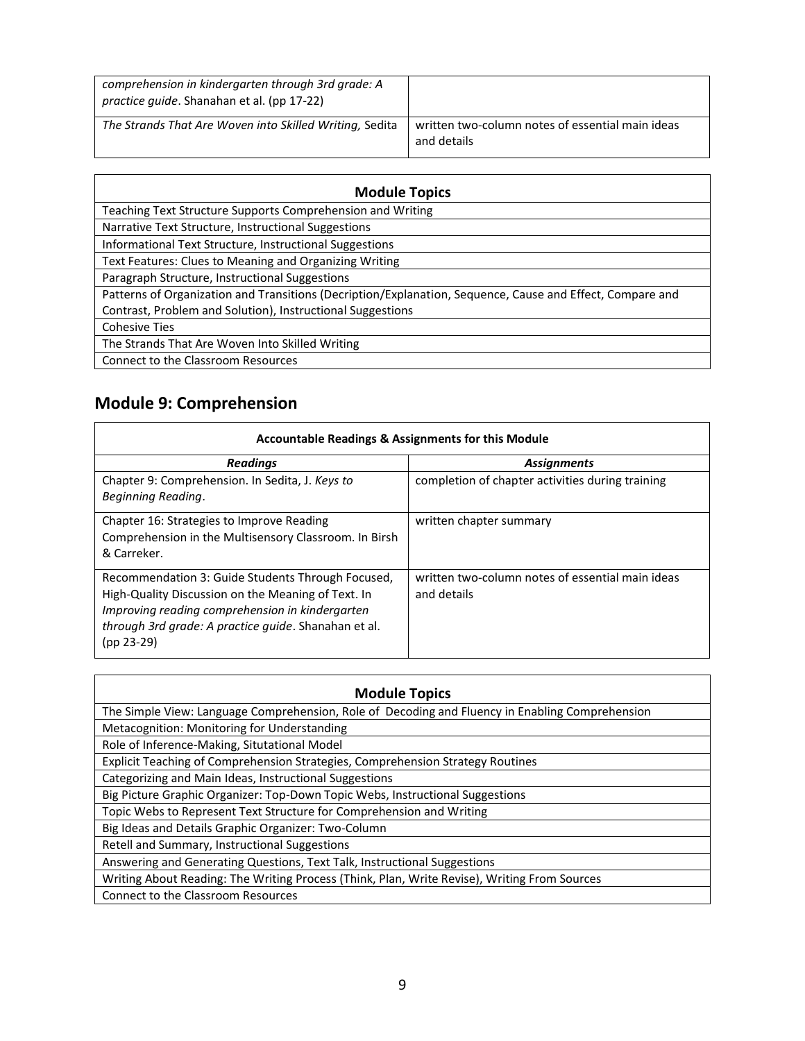| | |
|---|---|
| *comprehension in kindergarten through 3rd grade: A practice guide*. Shanahan et al. (pp 17-22) | |
| *The Strands That Are Woven into Skilled Writing,* Sedita | written two-column notes of essential main ideas and details |

| **Module Topics** |
|---|
| Teaching Text Structure Supports Comprehension and Writing |
| Narrative Text Structure, Instructional Suggestions |
| Informational Text Structure, Instructional Suggestions |
| Text Features: Clues to Meaning and Organizing Writing |
| Paragraph Structure, Instructional Suggestions |
| Patterns of Organization and Transitions (Decription/Explanation, Sequence, Cause and Effect, Compare and Contrast, Problem and Solution), Instructional Suggestions |
| Cohesive Ties |
| The Strands That Are Woven Into Skilled Writing |
| Connect to the Classroom Resources |

## Module 9: Comprehension

| **Accountable Readings & Assignments for this Module** | |
|---|---|
| ***Readings*** | ***Assignments*** |
| Chapter 9: Comprehension. In Sedita, J. *Keys to Beginning Reading*. | completion of chapter activities during training |
| Chapter 16: Strategies to Improve Reading Comprehension in the Multisensory Classroom. In Birsh & Carreker. | written chapter summary |
| Recommendation 3: Guide Students Through Focused, High-Quality Discussion on the Meaning of Text. In *Improving reading comprehension in kindergarten through 3rd grade: A practice guide*. Shanahan et al. (pp 23-29) | written two-column notes of essential main ideas and details |

| **Module Topics** |
|---|
| The Simple View: Language Comprehension, Role of Decoding and Fluency in Enabling Comprehension |
| Metacognition: Monitoring for Understanding |
| Role of Inference-Making, Situtational Model |
| Explicit Teaching of Comprehension Strategies, Comprehension Strategy Routines |
| Categorizing and Main Ideas, Instructional Suggestions |
| Big Picture Graphic Organizer: Top-Down Topic Webs, Instructional Suggestions |
| Topic Webs to Represent Text Structure for Comprehension and Writing |
| Big Ideas and Details Graphic Organizer: Two-Column |
| Retell and Summary, Instructional Suggestions |
| Answering and Generating Questions, Text Talk, Instructional Suggestions |
| Writing About Reading: The Writing Process (Think, Plan, Write Revise), Writing From Sources |
| Connect to the Classroom Resources |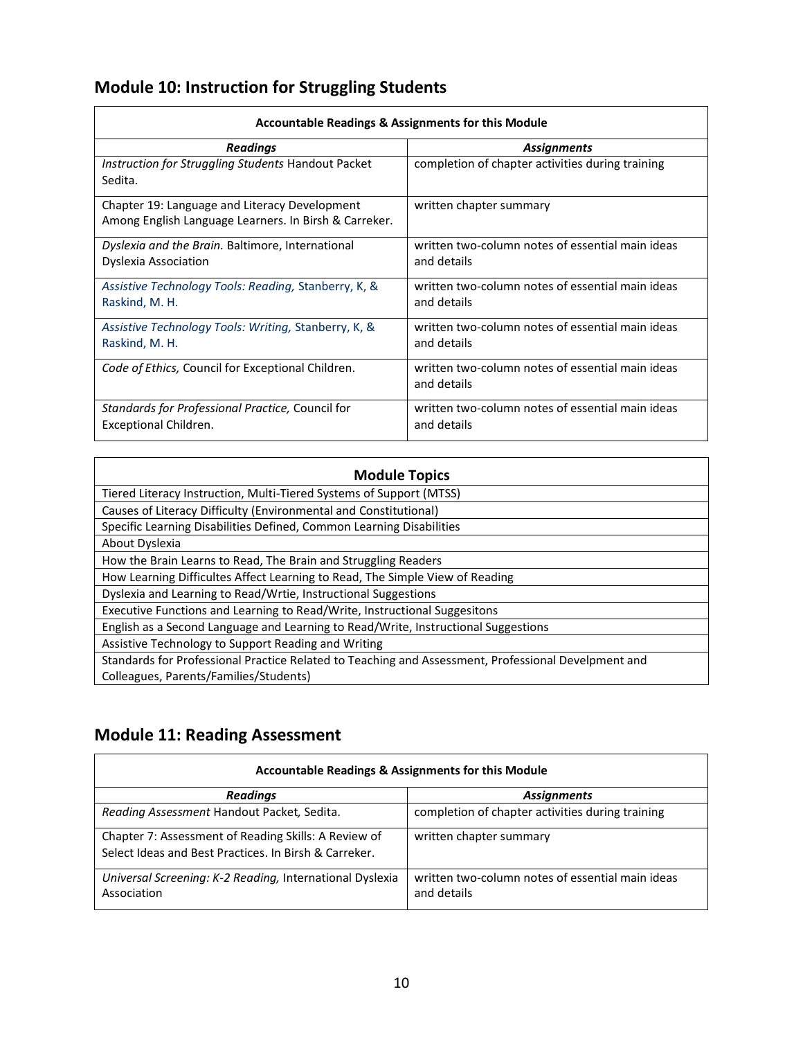## Module 10: Instruction for Struggling Students

| Accountable Readings & Assignments for this Module | |
|---|---|
| ***Readings*** | ***Assignments*** |
| *Instruction for Struggling Students* Handout Packet Sedita. | completion of chapter activities during training |
| Chapter 19: Language and Literacy Development Among English Language Learners. In Birsh & Carreker. | written chapter summary |
| *Dyslexia and the Brain.* Baltimore, International Dyslexia Association | written two-column notes of essential main ideas and details |
| *Assistive Technology Tools: Reading,* Stanberry, K, & Raskind, M. H. | written two-column notes of essential main ideas and details |
| *Assistive Technology Tools: Writing,* Stanberry, K, & Raskind, M. H. | written two-column notes of essential main ideas and details |
| *Code of Ethics,* Council for Exceptional Children. | written two-column notes of essential main ideas and details |
| *Standards for Professional Practice,* Council for Exceptional Children. | written two-column notes of essential main ideas and details |

| **Module Topics** |
|---|
| Tiered Literacy Instruction, Multi-Tiered Systems of Support (MTSS) |
| Causes of Literacy Difficulty (Environmental and Constitutional) |
| Specific Learning Disabilities Defined, Common Learning Disabilities |
| About Dyslexia |
| How the Brain Learns to Read, The Brain and Struggling Readers |
| How Learning Difficultes Affect Learning to Read, The Simple View of Reading |
| Dyslexia and Learning to Read/Wrtie, Instructional Suggestions |
| Executive Functions and Learning to Read/Write, Instructional Suggesitons |
| English as a Second Language and Learning to Read/Write, Instructional Suggestions |
| Assistive Technology to Support Reading and Writing |
| Standards for Professional Practice Related to Teaching and Assessment, Professional Develpment and Colleagues, Parents/Families/Students) |

## Module 11: Reading Assessment

| Accountable Readings & Assignments for this Module | |
|---|---|
| ***Readings*** | ***Assignments*** |
| *Reading Assessment* Handout Packet*,* Sedita. | completion of chapter activities during training |
| Chapter 7: Assessment of Reading Skills: A Review of Select Ideas and Best Practices. In Birsh & Carreker. | written chapter summary |
| *Universal Screening: K-2 Reading,* International Dyslexia Association | written two-column notes of essential main ideas and details |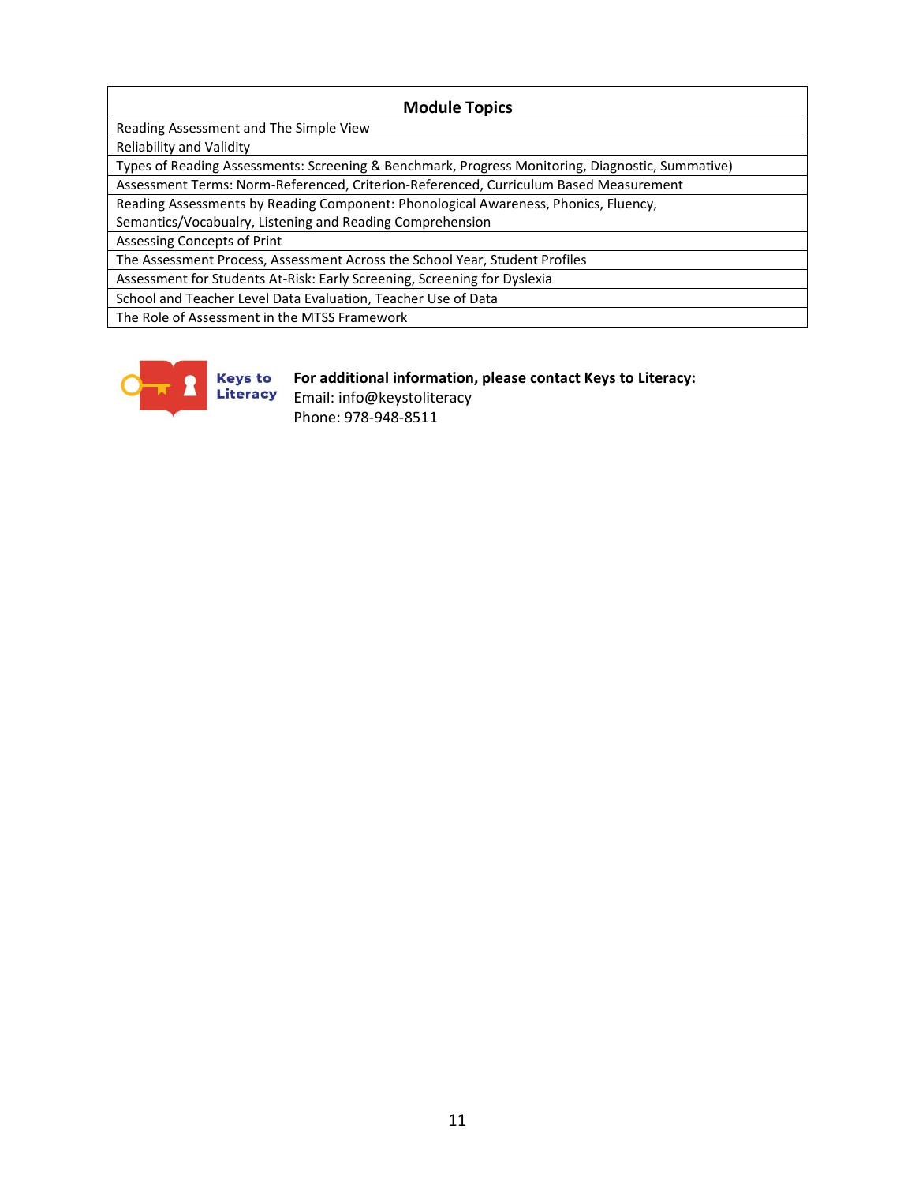| Module Topics |
| --- |
| Reading Assessment and The Simple View |
| Reliability and Validity |
| Types of Reading Assessments: Screening & Benchmark, Progress Monitoring, Diagnostic, Summative) |
| Assessment Terms: Norm-Referenced, Criterion-Referenced, Curriculum Based Measurement |
| Reading Assessments by Reading Component: Phonological Awareness, Phonics, Fluency, Semantics/Vocabualry, Listening and Reading Comprehension |
| Assessing Concepts of Print |
| The Assessment Process, Assessment Across the School Year, Student Profiles |
| Assessment for Students At-Risk: Early Screening, Screening for Dyslexia |
| School and Teacher Level Data Evaluation, Teacher Use of Data |
| The Role of Assessment in the MTSS Framework |

Keys to Literacy

**For additional information, please contact Keys to Literacy:**
Email: info@keystoliteracy
Phone: 978-948-8511